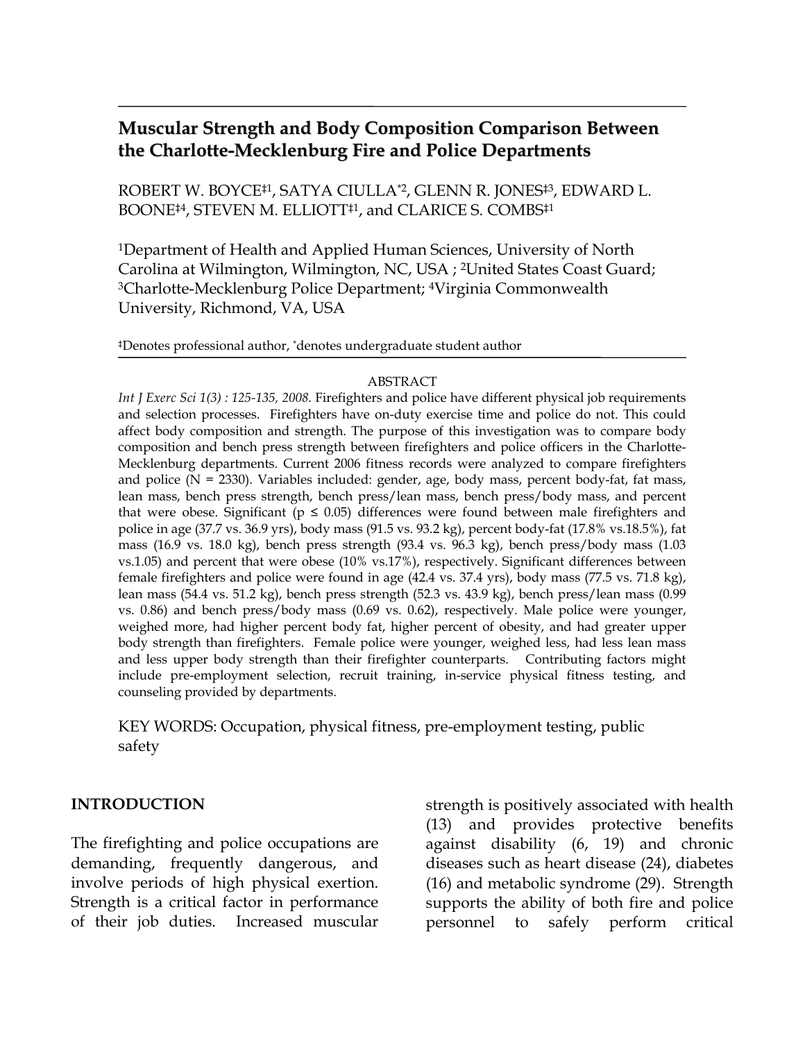# Muscular Strength and Body Composition Comparison Between the Charlotte-Mecklenburg Fire and Police Departments

ROBERT W. BOYCE‡[1], SATYA CIULLA*[2], GLENN R. JONES‡[3], EDWARD L. BOONE‡[4], STEVEN M. ELLIOTT‡[1], and CLARICE S. COMBS‡[1]

[1]Department of Health and Applied Human Sciences, University of North Carolina at Wilmington, Wilmington, NC, USA ; [2]United States Coast Guard; [3]Charlotte-Mecklenburg Police Department; [4]Virginia Commonwealth University, Richmond, VA, USA

‡Denotes professional author, *denotes undergraduate student author

## ABSTRACT

*Int J Exerc Sci 1(3) : 125-135, 2008.* Firefighters and police have different physical job requirements and selection processes. Firefighters have on-duty exercise time and police do not. This could affect body composition and strength. The purpose of this investigation was to compare body composition and bench press strength between firefighters and police officers in the Charlotte-Mecklenburg departments. Current 2006 fitness records were analyzed to compare firefighters and police (N = 2330). Variables included: gender, age, body mass, percent body-fat, fat mass, lean mass, bench press strength, bench press/lean mass, bench press/body mass, and percent that were obese. Significant ($p \leq 0.05$) differences were found between male firefighters and police in age (37.7 vs. 36.9 yrs), body mass (91.5 vs. 93.2 kg), percent body-fat (17.8% vs.18.5%), fat mass (16.9 vs. 18.0 kg), bench press strength (93.4 vs. 96.3 kg), bench press/body mass (1.03 vs.1.05) and percent that were obese (10% vs.17%), respectively. Significant differences between female firefighters and police were found in age (42.4 vs. 37.4 yrs), body mass (77.5 vs. 71.8 kg), lean mass (54.4 vs. 51.2 kg), bench press strength (52.3 vs. 43.9 kg), bench press/lean mass (0.99 vs. 0.86) and bench press/body mass (0.69 vs. 0.62), respectively. Male police were younger, weighed more, had higher percent body fat, higher percent of obesity, and had greater upper body strength than firefighters. Female police were younger, weighed less, had less lean mass and less upper body strength than their firefighter counterparts. Contributing factors might include pre-employment selection, recruit training, in-service physical fitness testing, and counseling provided by departments.

KEY WORDS: Occupation, physical fitness, pre-employment testing, public safety

## INTRODUCTION

The firefighting and police occupations are demanding, frequently dangerous, and involve periods of high physical exertion. Strength is a critical factor in performance of their job duties. Increased muscular strength is positively associated with health (13) and provides protective benefits against disability (6, 19) and chronic diseases such as heart disease (24), diabetes (16) and metabolic syndrome (29). Strength supports the ability of both fire and police personnel to safely perform critical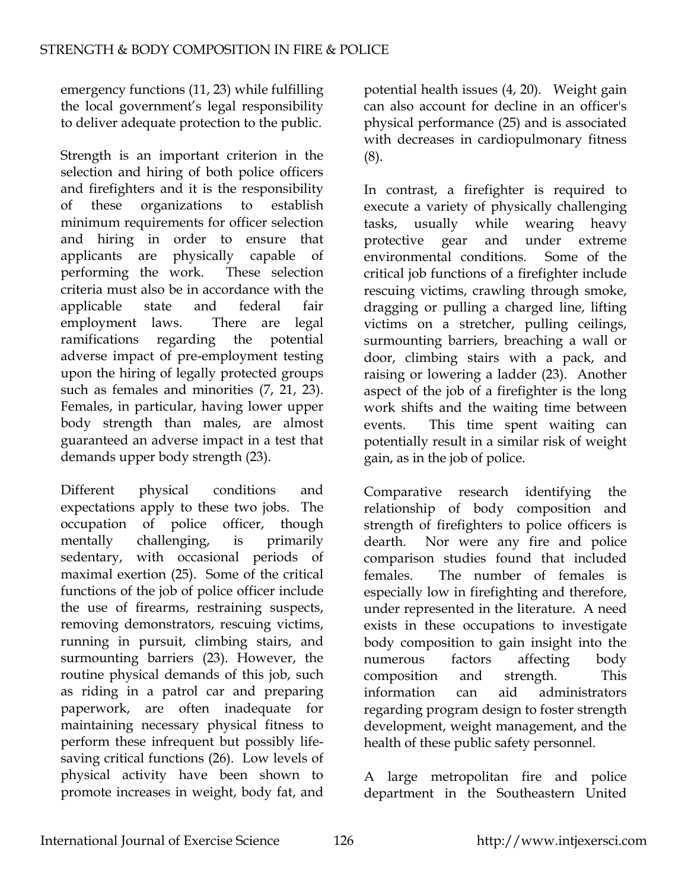emergency functions (11, 23) while fulfilling the local government's legal responsibility to deliver adequate protection to the public.

Strength is an important criterion in the selection and hiring of both police officers and firefighters and it is the responsibility of these organizations to establish minimum requirements for officer selection and hiring in order to ensure that applicants are physically capable of performing the work. These selection criteria must also be in accordance with the applicable state and federal fair employment laws. There are legal ramifications regarding the potential adverse impact of pre-employment testing upon the hiring of legally protected groups such as females and minorities (7, 21, 23). Females, in particular, having lower upper body strength than males, are almost guaranteed an adverse impact in a test that demands upper body strength (23).

Different physical conditions and expectations apply to these two jobs. The occupation of police officer, though mentally challenging, is primarily sedentary, with occasional periods of maximal exertion (25). Some of the critical functions of the job of police officer include the use of firearms, restraining suspects, removing demonstrators, rescuing victims, running in pursuit, climbing stairs, and surmounting barriers (23). However, the routine physical demands of this job, such as riding in a patrol car and preparing paperwork, are often inadequate for maintaining necessary physical fitness to perform these infrequent but possibly life-saving critical functions (26). Low levels of physical activity have been shown to promote increases in weight, body fat, and potential health issues (4, 20). Weight gain can also account for decline in an officer's physical performance (25) and is associated with decreases in cardiopulmonary fitness (8).

In contrast, a firefighter is required to execute a variety of physically challenging tasks, usually while wearing heavy protective gear and under extreme environmental conditions. Some of the critical job functions of a firefighter include rescuing victims, crawling through smoke, dragging or pulling a charged line, lifting victims on a stretcher, pulling ceilings, surmounting barriers, breaching a wall or door, climbing stairs with a pack, and raising or lowering a ladder (23). Another aspect of the job of a firefighter is the long work shifts and the waiting time between events. This time spent waiting can potentially result in a similar risk of weight gain, as in the job of police.

Comparative research identifying the relationship of body composition and strength of firefighters to police officers is dearth. Nor were any fire and police comparison studies found that included females. The number of females is especially low in firefighting and therefore, under represented in the literature. A need exists in these occupations to investigate body composition to gain insight into the numerous factors affecting body composition and strength. This information can aid administrators regarding program design to foster strength development, weight management, and the health of these public safety personnel.

A large metropolitan fire and police department in the Southeastern United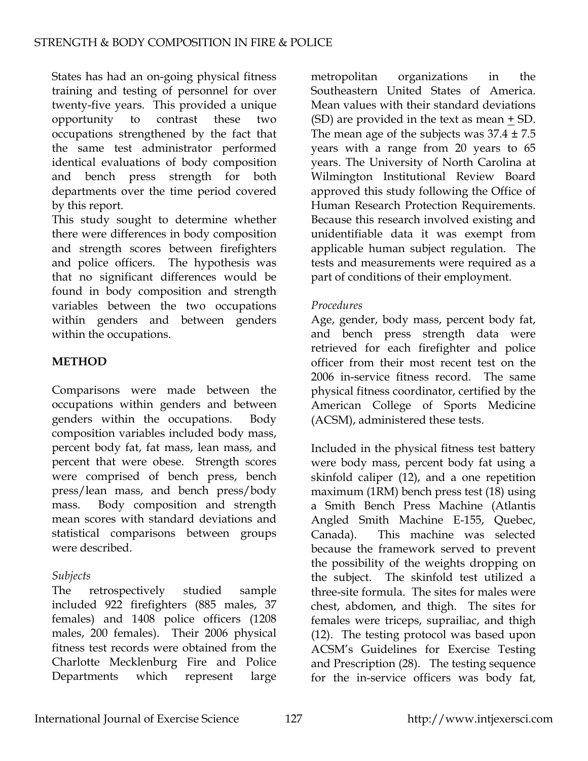States has had an on-going physical fitness training and testing of personnel for over twenty-five years. This provided a unique opportunity to contrast these two occupations strengthened by the fact that the same test administrator performed identical evaluations of body composition and bench press strength for both departments over the time period covered by this report.

This study sought to determine whether there were differences in body composition and strength scores between firefighters and police officers. The hypothesis was that no significant differences would be found in body composition and strength variables between the two occupations within genders and between genders within the occupations.

## METHOD

Comparisons were made between the occupations within genders and between genders within the occupations. Body composition variables included body mass, percent body fat, fat mass, lean mass, and percent that were obese. Strength scores were comprised of bench press, bench press/lean mass, and bench press/body mass. Body composition and strength mean scores with standard deviations and statistical comparisons between groups were described.

### *Subjects*

The retrospectively studied sample included 922 firefighters (885 males, 37 females) and 1408 police officers (1208 males, 200 females). Their 2006 physical fitness test records were obtained from the Charlotte Mecklenburg Fire and Police Departments which represent large metropolitan organizations in the Southeastern United States of America. Mean values with their standard deviations (SD) are provided in the text as mean $\pm$ SD. The mean age of the subjects was $37.4 \pm 7.5$ years with a range from 20 years to 65 years. The University of North Carolina at Wilmington Institutional Review Board approved this study following the Office of Human Research Protection Requirements. Because this research involved existing and unidentifiable data it was exempt from applicable human subject regulation. The tests and measurements were required as a part of conditions of their employment.

### *Procedures*

Age, gender, body mass, percent body fat, and bench press strength data were retrieved for each firefighter and police officer from their most recent test on the 2006 in-service fitness record. The same physical fitness coordinator, certified by the American College of Sports Medicine (ACSM), administered these tests.

Included in the physical fitness test battery were body mass, percent body fat using a skinfold caliper (12), and a one repetition maximum (1RM) bench press test (18) using a Smith Bench Press Machine (Atlantis Angled Smith Machine E-155, Quebec, Canada). This machine was selected because the framework served to prevent the possibility of the weights dropping on the subject. The skinfold test utilized a three-site formula. The sites for males were chest, abdomen, and thigh. The sites for females were triceps, suprailiac, and thigh (12). The testing protocol was based upon ACSM's Guidelines for Exercise Testing and Prescription (28). The testing sequence for the in-service officers was body fat,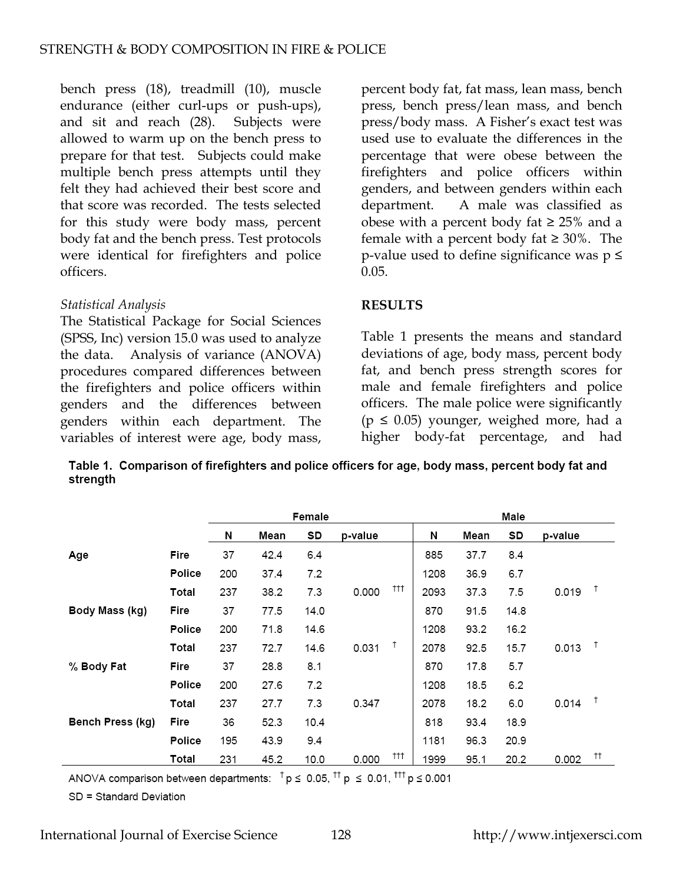bench press (18), treadmill (10), muscle endurance (either curl-ups or push-ups), and sit and reach (28). Subjects were allowed to warm up on the bench press to prepare for that test. Subjects could make multiple bench press attempts until they felt they had achieved their best score and that score was recorded. The tests selected for this study were body mass, percent body fat and the bench press. Test protocols were identical for firefighters and police officers.

*Statistical Analysis*

The Statistical Package for Social Sciences (SPSS, Inc) version 15.0 was used to analyze the data. Analysis of variance (ANOVA) procedures compared differences between the firefighters and police officers within genders and the differences between genders within each department. The variables of interest were age, body mass, percent body fat, fat mass, lean mass, bench press, bench press/lean mass, and bench press/body mass. A Fisher's exact test was used use to evaluate the differences in the percentage that were obese between the firefighters and police officers within genders, and between genders within each department. A male was classified as obese with a percent body fat ≥ 25% and a female with a percent body fat ≥ 30%. The p-value used to define significance was $p \leq 0.05$.

## RESULTS

Table 1 presents the means and standard deviations of age, body mass, percent body fat, and bench press strength scores for male and female firefighters and police officers. The male police were significantly ($p \leq 0.05$) younger, weighed more, had a higher body-fat percentage, and had

**Table 1. Comparison of firefighters and police officers for age, body mass, percent body fat and strength**

| | | Female | | | | Male | | | |
|---|---|---|---|---|---|---|---|---|---|
| | | N | Mean | SD | p-value | N | Mean | SD | p-value |
| **Age** | **Fire** | 37 | 42.4 | 6.4 | | 885 | 37.7 | 8.4 | |
| | **Police** | 200 | 37.4 | 7.2 | | 1208 | 36.9 | 6.7 | |
| | **Total** | 237 | 38.2 | 7.3 | 0.000 ††† | 2093 | 37.3 | 7.5 | 0.019 † |
| **Body Mass (kg)** | **Fire** | 37 | 77.5 | 14.0 | | 870 | 91.5 | 14.8 | |
| | **Police** | 200 | 71.8 | 14.6 | | 1208 | 93.2 | 16.2 | |
| | **Total** | 237 | 72.7 | 14.6 | 0.031 † | 2078 | 92.5 | 15.7 | 0.013 † |
| **% Body Fat** | **Fire** | 37 | 28.8 | 8.1 | | 870 | 17.8 | 5.7 | |
| | **Police** | 200 | 27.6 | 7.2 | | 1208 | 18.5 | 6.2 | |
| | **Total** | 237 | 27.7 | 7.3 | 0.347 | 2078 | 18.2 | 6.0 | 0.014 † |
| **Bench Press (kg)** | **Fire** | 36 | 52.3 | 10.4 | | 818 | 93.4 | 18.9 | |
| | **Police** | 195 | 43.9 | 9.4 | | 1181 | 96.3 | 20.9 | |
| | **Total** | 231 | 45.2 | 10.0 | 0.000 ††† | 1999 | 95.1 | 20.2 | 0.002 †† |

ANOVA comparison between departments: † $p \leq 0.05$, †† $p \leq 0.01$, ††† $p \leq 0.001$

SD = Standard Deviation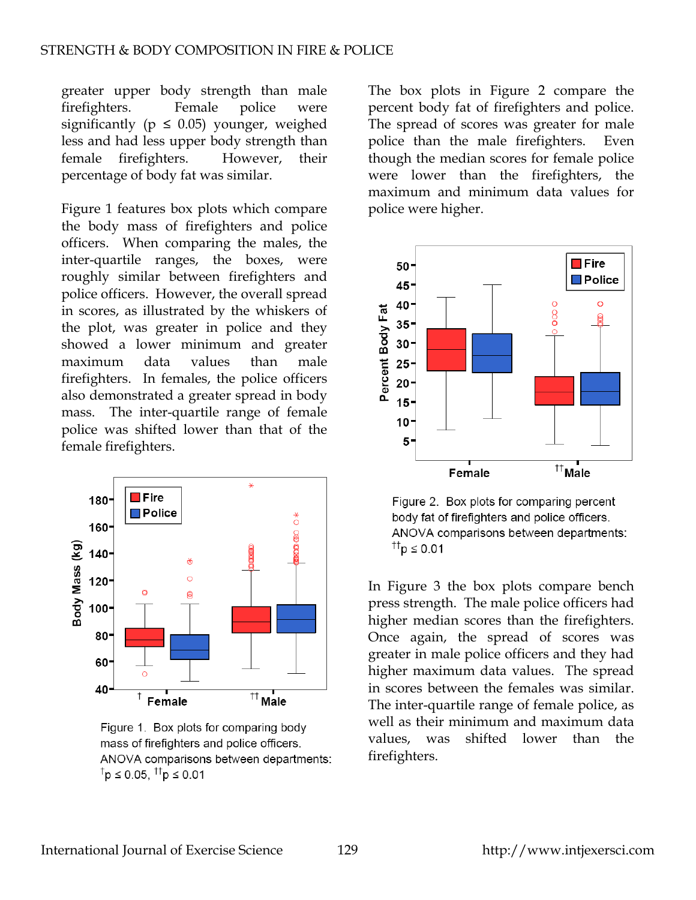greater upper body strength than male firefighters. Female police were significantly ($p \leq 0.05$) younger, weighed less and had less upper body strength than female firefighters. However, their percentage of body fat was similar.

Figure 1 features box plots which compare the body mass of firefighters and police officers. When comparing the males, the inter-quartile ranges, the boxes, were roughly similar between firefighters and police officers. However, the overall spread in scores, as illustrated by the whiskers of the plot, was greater in police and they showed a lower minimum and greater maximum data values than male firefighters. In females, the police officers also demonstrated a greater spread in body mass. The inter-quartile range of female police was shifted lower than that of the female firefighters.

Figure 1. Box plots for comparing body mass of firefighters and police officers. ANOVA comparisons between departments: $^{\dagger}p \leq 0.05$, $^{\dagger\dagger}p \leq 0.01$

The box plots in Figure 2 compare the percent body fat of firefighters and police. The spread of scores was greater for male police than the male firefighters. Even though the median scores for female police were lower than the firefighters, the maximum and minimum data values for police were higher.

Figure 2. Box plots for comparing percent body fat of firefighters and police officers. ANOVA comparisons between departments: $^{\dagger\dagger}p \leq 0.01$

In Figure 3 the box plots compare bench press strength. The male police officers had higher median scores than the firefighters. Once again, the spread of scores was greater in male police officers and they had higher maximum data values. The spread in scores between the females was similar. The inter-quartile range of female police, as well as their minimum and maximum data values, was shifted lower than the firefighters.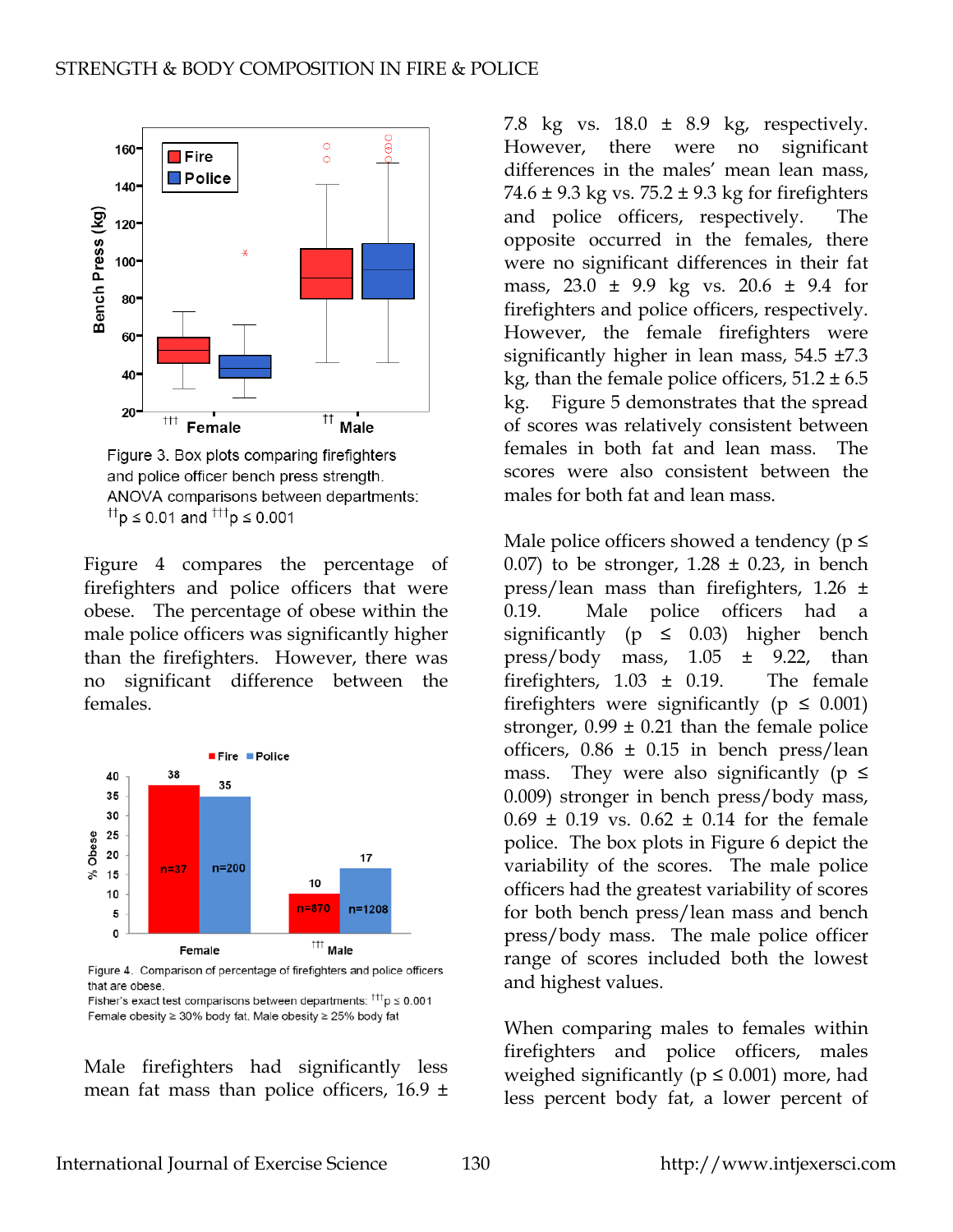Figure 3. Box plots comparing firefighters and police officer bench press strength. ANOVA comparisons between departments: ††$p \leq 0.01$ and †††$p \leq 0.001$

Figure 4 compares the percentage of firefighters and police officers that were obese. The percentage of obese within the male police officers was significantly higher than the firefighters. However, there was no significant difference between the females.

Figure 4. Comparison of percentage of firefighters and police officers that are obese.
Fisher's exact test comparisons between departments: †††$p \leq 0.001$
Female obesity ≥ 30% body fat. Male obesity ≥ 25% body fat

Male firefighters had significantly less mean fat mass than police officers, 16.9 ± 7.8 kg vs. 18.0 ± 8.9 kg, respectively. However, there were no significant differences in the males' mean lean mass, 74.6 ± 9.3 kg vs. 75.2 ± 9.3 kg for firefighters and police officers, respectively. The opposite occurred in the females, there were no significant differences in their fat mass, 23.0 ± 9.9 kg vs. 20.6 ± 9.4 for firefighters and police officers, respectively. However, the female firefighters were significantly higher in lean mass, 54.5 ±7.3 kg, than the female police officers, 51.2 ± 6.5 kg. Figure 5 demonstrates that the spread of scores was relatively consistent between females in both fat and lean mass. The scores were also consistent between the males for both fat and lean mass.

Male police officers showed a tendency ($p \leq 0.07$) to be stronger, 1.28 ± 0.23, in bench press/lean mass than firefighters, 1.26 ± 0.19. Male police officers had a significantly ($p \leq 0.03$) higher bench press/body mass, 1.05 ± 9.22, than firefighters, 1.03 ± 0.19. The female firefighters were significantly ($p \leq 0.001$) stronger, 0.99 ± 0.21 than the female police officers, 0.86 ± 0.15 in bench press/lean mass. They were also significantly ($p \leq 0.009$) stronger in bench press/body mass, 0.69 ± 0.19 vs. 0.62 ± 0.14 for the female police. The box plots in Figure 6 depict the variability of the scores. The male police officers had the greatest variability of scores for both bench press/lean mass and bench press/body mass. The male police officer range of scores included both the lowest and highest values.

When comparing males to females within firefighters and police officers, males weighed significantly ($p \leq 0.001$) more, had less percent body fat, a lower percent of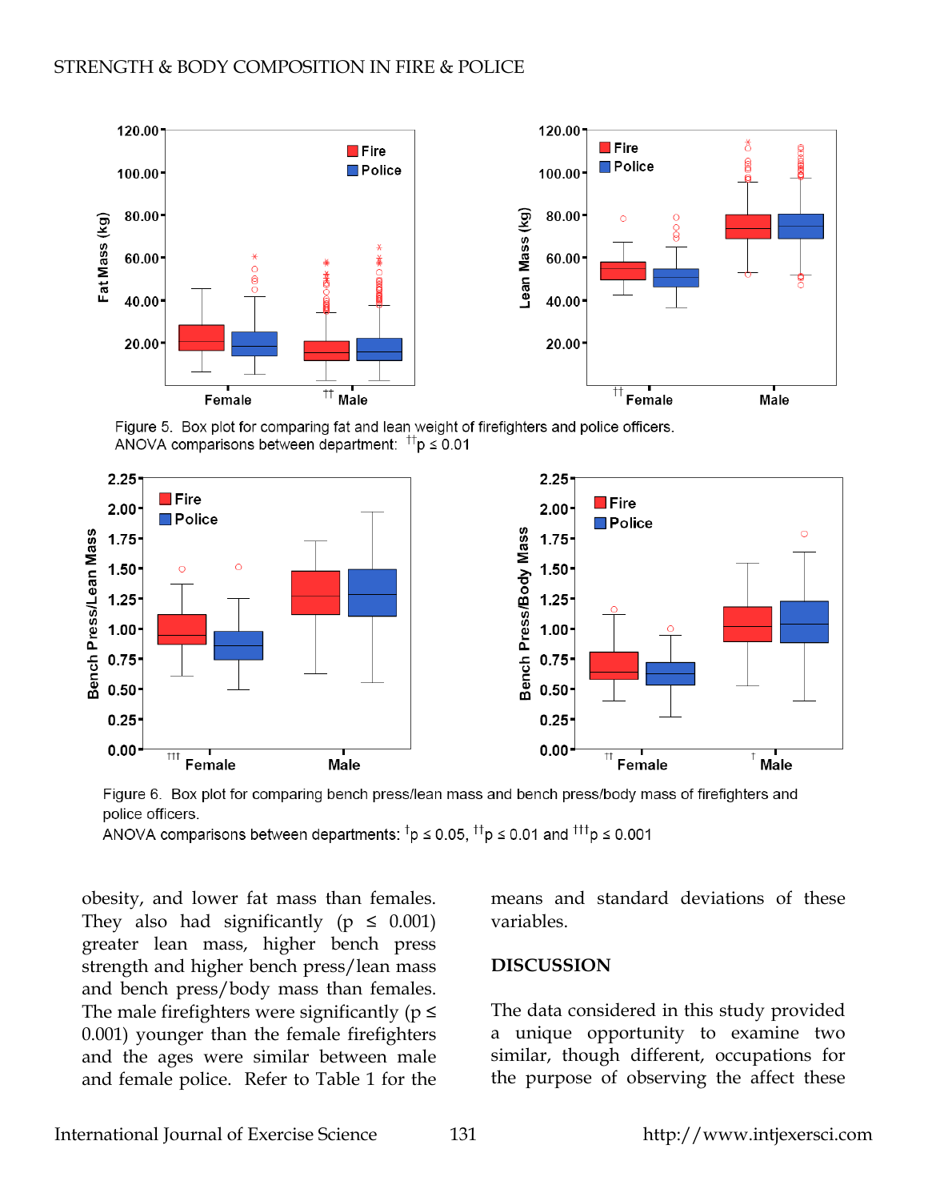Figure 5. Box plot for comparing fat and lean weight of firefighters and police officers.
ANOVA comparisons between department: ††p ≤ 0.01

Figure 6. Box plot for comparing bench press/lean mass and bench press/body mass of firefighters and police officers.
ANOVA comparisons between departments: †p ≤ 0.05, ††p ≤ 0.01 and †††p ≤ 0.001

obesity, and lower fat mass than females. They also had significantly ($p \leq 0.001$) greater lean mass, higher bench press strength and higher bench press/lean mass and bench press/body mass than females. The male firefighters were significantly ($p \leq 0.001$) younger than the female firefighters and the ages were similar between male and female police. Refer to Table 1 for the means and standard deviations of these variables.

## DISCUSSION

The data considered in this study provided a unique opportunity to examine two similar, though different, occupations for the purpose of observing the affect these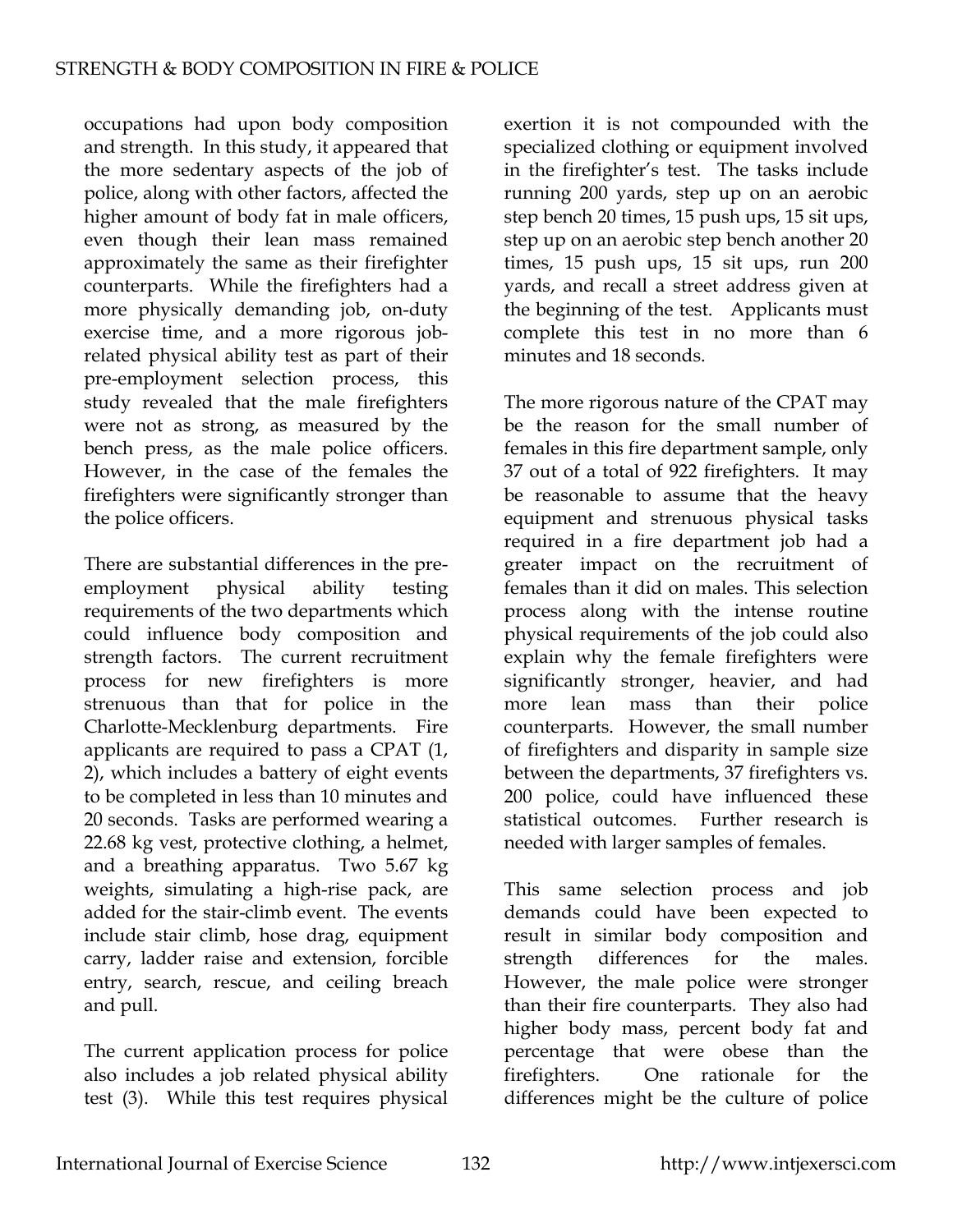occupations had upon body composition and strength. In this study, it appeared that the more sedentary aspects of the job of police, along with other factors, affected the higher amount of body fat in male officers, even though their lean mass remained approximately the same as their firefighter counterparts. While the firefighters had a more physically demanding job, on-duty exercise time, and a more rigorous job-related physical ability test as part of their pre-employment selection process, this study revealed that the male firefighters were not as strong, as measured by the bench press, as the male police officers. However, in the case of the females the firefighters were significantly stronger than the police officers.

There are substantial differences in the pre-employment physical ability testing requirements of the two departments which could influence body composition and strength factors. The current recruitment process for new firefighters is more strenuous than that for police in the Charlotte-Mecklenburg departments. Fire applicants are required to pass a CPAT (1, 2), which includes a battery of eight events to be completed in less than 10 minutes and 20 seconds. Tasks are performed wearing a 22.68 kg vest, protective clothing, a helmet, and a breathing apparatus. Two 5.67 kg weights, simulating a high-rise pack, are added for the stair-climb event. The events include stair climb, hose drag, equipment carry, ladder raise and extension, forcible entry, search, rescue, and ceiling breach and pull.

The current application process for police also includes a job related physical ability test (3). While this test requires physical exertion it is not compounded with the specialized clothing or equipment involved in the firefighter's test. The tasks include running 200 yards, step up on an aerobic step bench 20 times, 15 push ups, 15 sit ups, step up on an aerobic step bench another 20 times, 15 push ups, 15 sit ups, run 200 yards, and recall a street address given at the beginning of the test. Applicants must complete this test in no more than 6 minutes and 18 seconds.

The more rigorous nature of the CPAT may be the reason for the small number of females in this fire department sample, only 37 out of a total of 922 firefighters. It may be reasonable to assume that the heavy equipment and strenuous physical tasks required in a fire department job had a greater impact on the recruitment of females than it did on males. This selection process along with the intense routine physical requirements of the job could also explain why the female firefighters were significantly stronger, heavier, and had more lean mass than their police counterparts. However, the small number of firefighters and disparity in sample size between the departments, 37 firefighters vs. 200 police, could have influenced these statistical outcomes. Further research is needed with larger samples of females.

This same selection process and job demands could have been expected to result in similar body composition and strength differences for the males. However, the male police were stronger than their fire counterparts. They also had higher body mass, percent body fat and percentage that were obese than the firefighters. One rationale for the differences might be the culture of police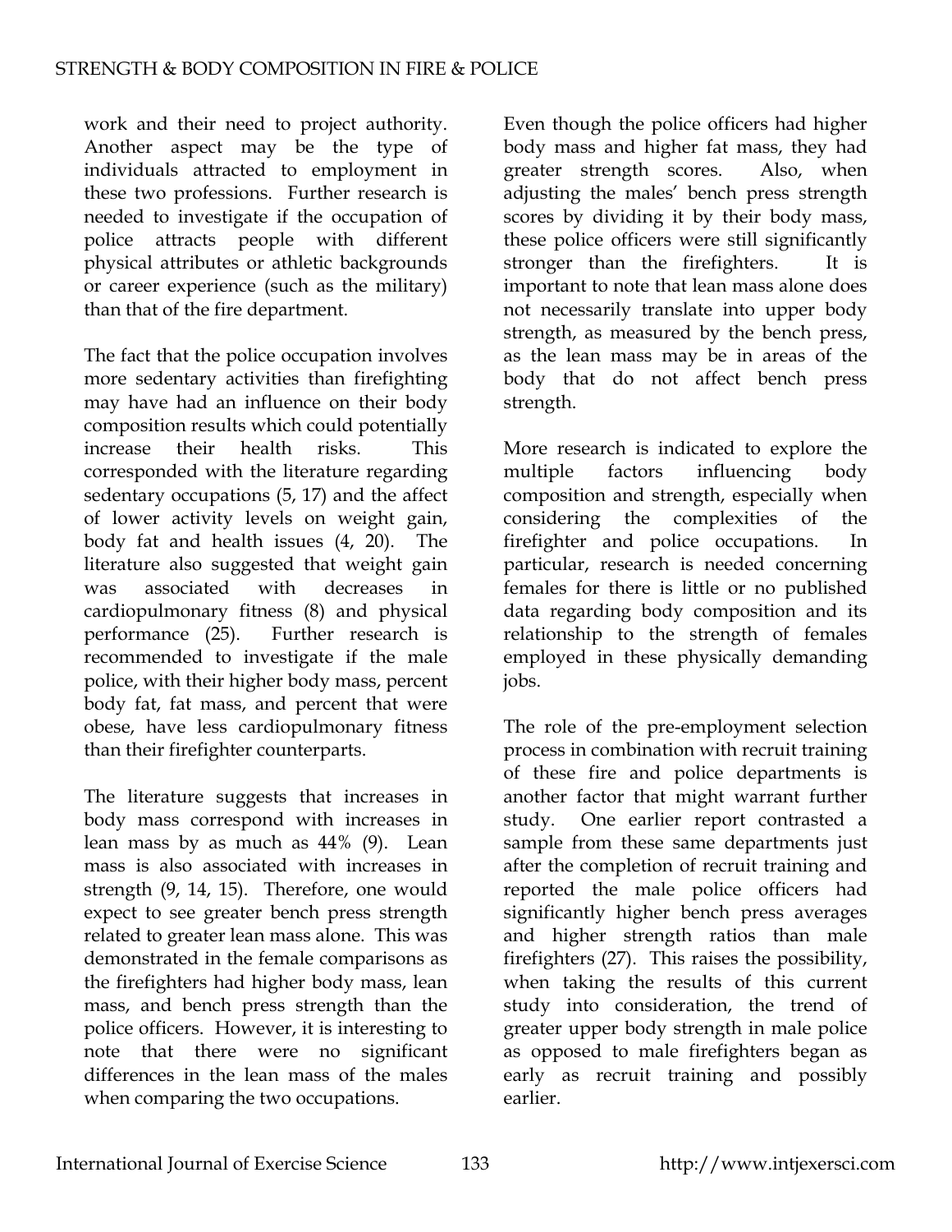work and their need to project authority. Another aspect may be the type of individuals attracted to employment in these two professions. Further research is needed to investigate if the occupation of police attracts people with different physical attributes or athletic backgrounds or career experience (such as the military) than that of the fire department.

The fact that the police occupation involves more sedentary activities than firefighting may have had an influence on their body composition results which could potentially increase their health risks. This corresponded with the literature regarding sedentary occupations (5, 17) and the affect of lower activity levels on weight gain, body fat and health issues (4, 20). The literature also suggested that weight gain was associated with decreases in cardiopulmonary fitness (8) and physical performance (25). Further research is recommended to investigate if the male police, with their higher body mass, percent body fat, fat mass, and percent that were obese, have less cardiopulmonary fitness than their firefighter counterparts.

The literature suggests that increases in body mass correspond with increases in lean mass by as much as 44% (9). Lean mass is also associated with increases in strength (9, 14, 15). Therefore, one would expect to see greater bench press strength related to greater lean mass alone. This was demonstrated in the female comparisons as the firefighters had higher body mass, lean mass, and bench press strength than the police officers. However, it is interesting to note that there were no significant differences in the lean mass of the males when comparing the two occupations.

Even though the police officers had higher body mass and higher fat mass, they had greater strength scores. Also, when adjusting the males' bench press strength scores by dividing it by their body mass, these police officers were still significantly stronger than the firefighters. It is important to note that lean mass alone does not necessarily translate into upper body strength, as measured by the bench press, as the lean mass may be in areas of the body that do not affect bench press strength.

More research is indicated to explore the multiple factors influencing body composition and strength, especially when considering the complexities of the firefighter and police occupations. In particular, research is needed concerning females for there is little or no published data regarding body composition and its relationship to the strength of females employed in these physically demanding jobs.

The role of the pre-employment selection process in combination with recruit training of these fire and police departments is another factor that might warrant further study. One earlier report contrasted a sample from these same departments just after the completion of recruit training and reported the male police officers had significantly higher bench press averages and higher strength ratios than male firefighters (27). This raises the possibility, when taking the results of this current study into consideration, the trend of greater upper body strength in male police as opposed to male firefighters began as early as recruit training and possibly earlier.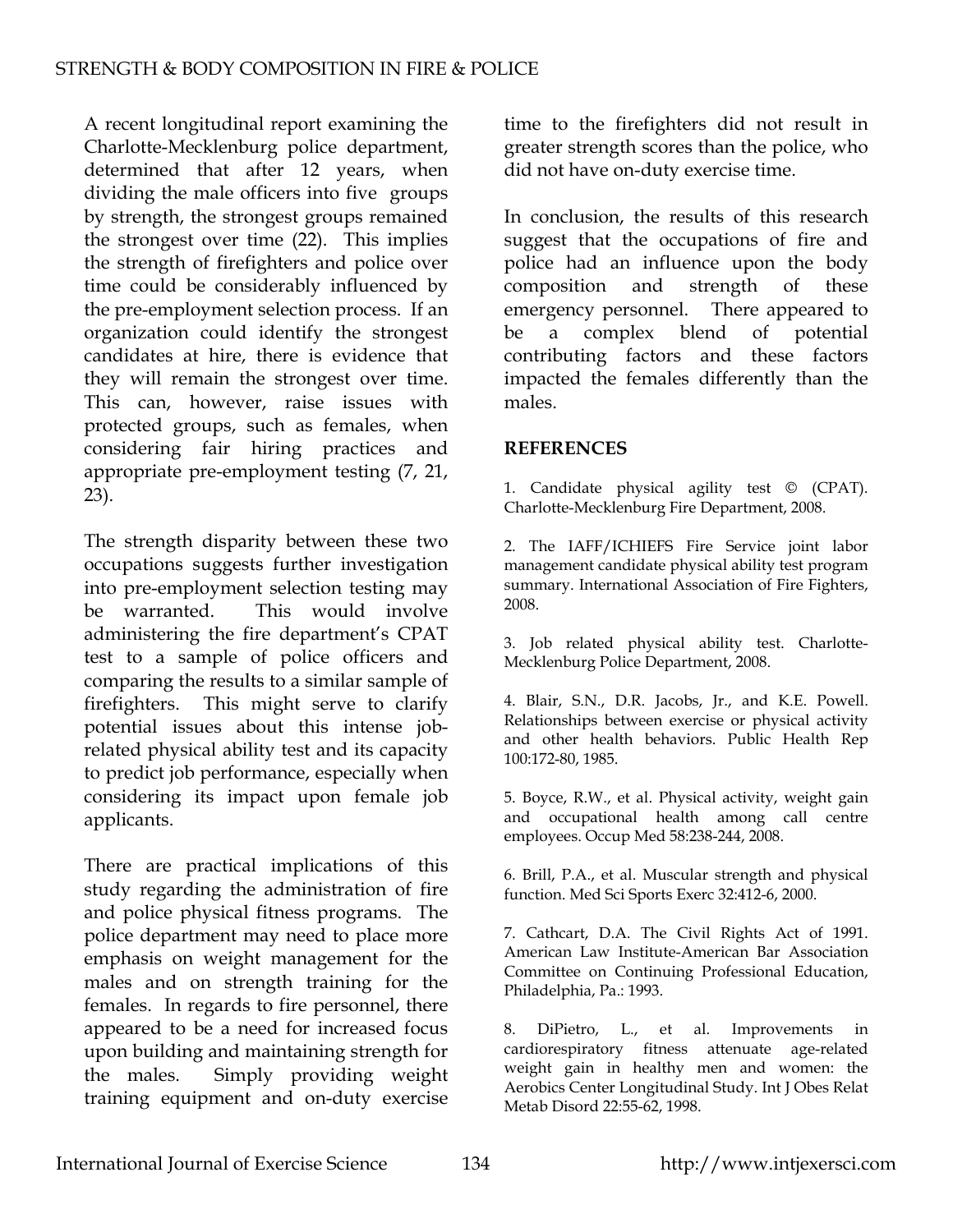A recent longitudinal report examining the Charlotte-Mecklenburg police department, determined that after 12 years, when dividing the male officers into five groups by strength, the strongest groups remained the strongest over time (22). This implies the strength of firefighters and police over time could be considerably influenced by the pre-employment selection process. If an organization could identify the strongest candidates at hire, there is evidence that they will remain the strongest over time. This can, however, raise issues with protected groups, such as females, when considering fair hiring practices and appropriate pre-employment testing (7, 21, 23).

The strength disparity between these two occupations suggests further investigation into pre-employment selection testing may be warranted. This would involve administering the fire department's CPAT test to a sample of police officers and comparing the results to a similar sample of firefighters. This might serve to clarify potential issues about this intense job-related physical ability test and its capacity to predict job performance, especially when considering its impact upon female job applicants.

There are practical implications of this study regarding the administration of fire and police physical fitness programs. The police department may need to place more emphasis on weight management for the males and on strength training for the females. In regards to fire personnel, there appeared to be a need for increased focus upon building and maintaining strength for the males. Simply providing weight training equipment and on-duty exercise time to the firefighters did not result in greater strength scores than the police, who did not have on-duty exercise time.

In conclusion, the results of this research suggest that the occupations of fire and police had an influence upon the body composition and strength of these emergency personnel. There appeared to be a complex blend of potential contributing factors and these factors impacted the females differently than the males.

## REFERENCES

1. Candidate physical agility test © (CPAT). Charlotte-Mecklenburg Fire Department, 2008.

2. The IAFF/ICHIEFS Fire Service joint labor management candidate physical ability test program summary. International Association of Fire Fighters, 2008.

3. Job related physical ability test. Charlotte-Mecklenburg Police Department, 2008.

4. Blair, S.N., D.R. Jacobs, Jr., and K.E. Powell. Relationships between exercise or physical activity and other health behaviors. Public Health Rep 100:172-80, 1985.

5. Boyce, R.W., et al. Physical activity, weight gain and occupational health among call centre employees. Occup Med 58:238-244, 2008.

6. Brill, P.A., et al. Muscular strength and physical function. Med Sci Sports Exerc 32:412-6, 2000.

7. Cathcart, D.A. The Civil Rights Act of 1991. American Law Institute-American Bar Association Committee on Continuing Professional Education, Philadelphia, Pa.: 1993.

8. DiPietro, L., et al. Improvements in cardiorespiratory fitness attenuate age-related weight gain in healthy men and women: the Aerobics Center Longitudinal Study. Int J Obes Relat Metab Disord 22:55-62, 1998.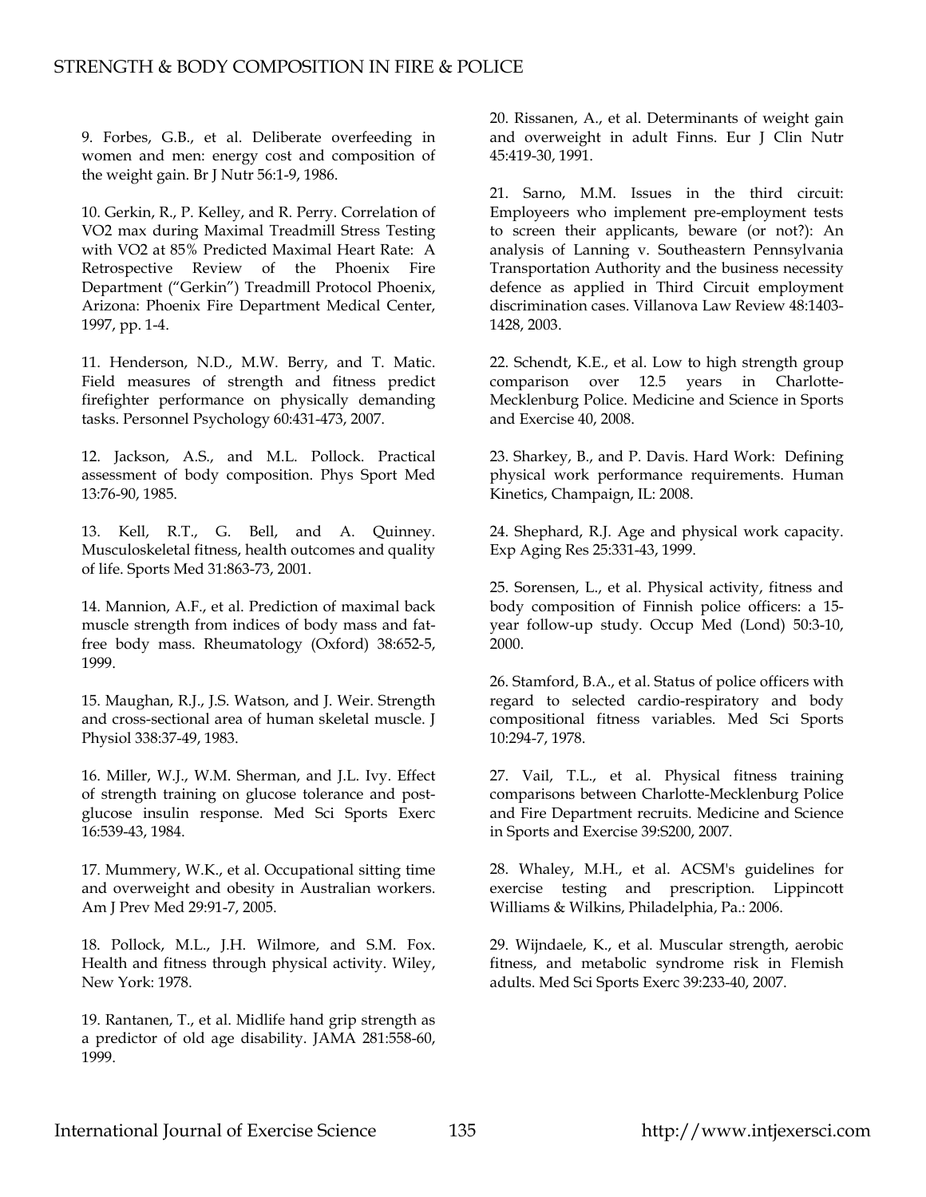9. Forbes, G.B., et al. Deliberate overfeeding in women and men: energy cost and composition of the weight gain. Br J Nutr 56:1-9, 1986.

10. Gerkin, R., P. Kelley, and R. Perry. Correlation of VO2 max during Maximal Treadmill Stress Testing with VO2 at 85% Predicted Maximal Heart Rate: A Retrospective Review of the Phoenix Fire Department ("Gerkin") Treadmill Protocol Phoenix, Arizona: Phoenix Fire Department Medical Center, 1997, pp. 1-4.

11. Henderson, N.D., M.W. Berry, and T. Matic. Field measures of strength and fitness predict firefighter performance on physically demanding tasks. Personnel Psychology 60:431-473, 2007.

12. Jackson, A.S., and M.L. Pollock. Practical assessment of body composition. Phys Sport Med 13:76-90, 1985.

13. Kell, R.T., G. Bell, and A. Quinney. Musculoskeletal fitness, health outcomes and quality of life. Sports Med 31:863-73, 2001.

14. Mannion, A.F., et al. Prediction of maximal back muscle strength from indices of body mass and fat-free body mass. Rheumatology (Oxford) 38:652-5, 1999.

15. Maughan, R.J., J.S. Watson, and J. Weir. Strength and cross-sectional area of human skeletal muscle. J Physiol 338:37-49, 1983.

16. Miller, W.J., W.M. Sherman, and J.L. Ivy. Effect of strength training on glucose tolerance and post-glucose insulin response. Med Sci Sports Exerc 16:539-43, 1984.

17. Mummery, W.K., et al. Occupational sitting time and overweight and obesity in Australian workers. Am J Prev Med 29:91-7, 2005.

18. Pollock, M.L., J.H. Wilmore, and S.M. Fox. Health and fitness through physical activity. Wiley, New York: 1978.

19. Rantanen, T., et al. Midlife hand grip strength as a predictor of old age disability. JAMA 281:558-60, 1999.

20. Rissanen, A., et al. Determinants of weight gain and overweight in adult Finns. Eur J Clin Nutr 45:419-30, 1991.

21. Sarno, M.M. Issues in the third circuit: Employeers who implement pre-employment tests to screen their applicants, beware (or not?): An analysis of Lanning v. Southeastern Pennsylvania Transportation Authority and the business necessity defence as applied in Third Circuit employment discrimination cases. Villanova Law Review 48:1403-1428, 2003.

22. Schendt, K.E., et al. Low to high strength group comparison over 12.5 years in Charlotte-Mecklenburg Police. Medicine and Science in Sports and Exercise 40, 2008.

23. Sharkey, B., and P. Davis. Hard Work: Defining physical work performance requirements. Human Kinetics, Champaign, IL: 2008.

24. Shephard, R.J. Age and physical work capacity. Exp Aging Res 25:331-43, 1999.

25. Sorensen, L., et al. Physical activity, fitness and body composition of Finnish police officers: a 15-year follow-up study. Occup Med (Lond) 50:3-10, 2000.

26. Stamford, B.A., et al. Status of police officers with regard to selected cardio-respiratory and body compositional fitness variables. Med Sci Sports 10:294-7, 1978.

27. Vail, T.L., et al. Physical fitness training comparisons between Charlotte-Mecklenburg Police and Fire Department recruits. Medicine and Science in Sports and Exercise 39:S200, 2007.

28. Whaley, M.H., et al. ACSM's guidelines for exercise testing and prescription. Lippincott Williams & Wilkins, Philadelphia, Pa.: 2006.

29. Wijndaele, K., et al. Muscular strength, aerobic fitness, and metabolic syndrome risk in Flemish adults. Med Sci Sports Exerc 39:233-40, 2007.